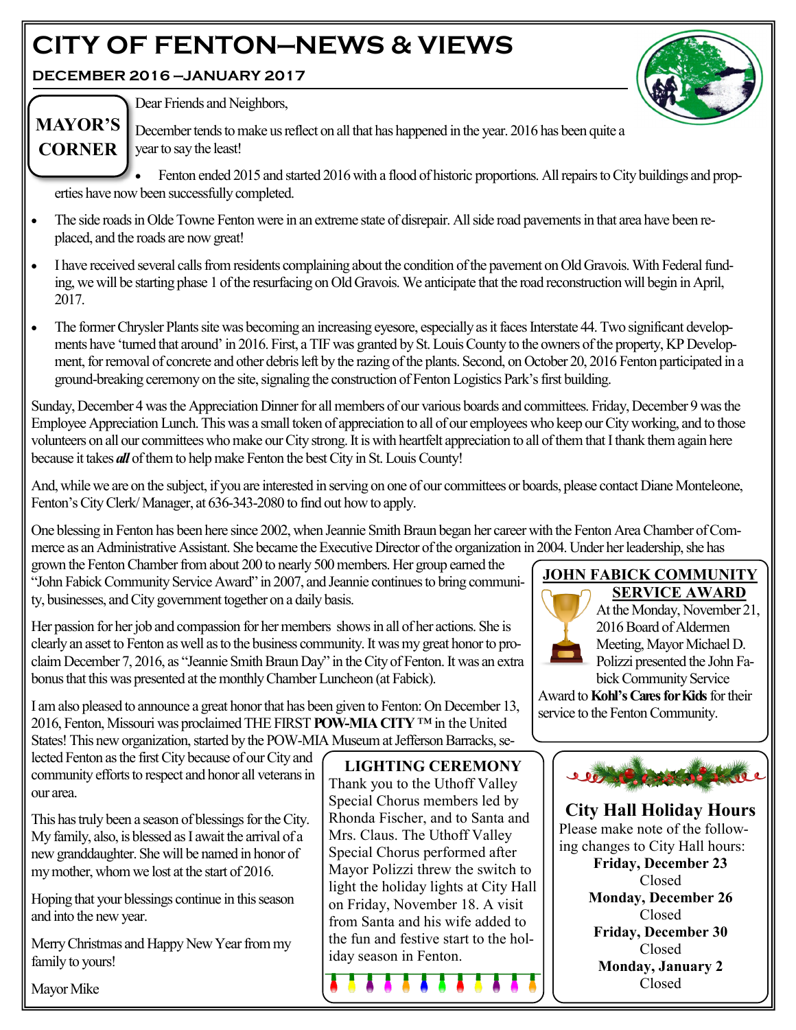# CITY OF FENTON—NEWS & VIEWS

**DECEMBER 2016 –JANUARY 2017**

## MAYOR'S CORNER

Dear Friends and Neighbors,

December tends to make us reflect on all that has happened in the year. 2016 has been quite a year to say the least!

- Fenton ended 2015 and started 2016 with a flood of historic proportions. All repairs to City buildings and properties have now been successfully completed.
- The side roads in Olde Towne Fenton were in an extreme state of disrepair. All side road pavements in that area have been replaced, and the roads are now great!
- I have received several calls from residents complaining about the condition of the pavement on Old Gravois. With Federal funding, we will be starting phase 1 of the resurfacing on Old Gravois. We anticipate that the road reconstruction will begin in April, 2017.
- The former Chrysler Plants site was becoming an increasing eyesore, especially as it faces Interstate 44. Two significant developments have 'turned that around' in 2016. First, a TIF was granted by St. Louis County to the owners of the property, KP Development, for removal of concrete and other debris left by the razing of the plants. Second, on October 20, 2016 Fenton participated in a ground-breaking ceremony on the site, signaling the construction of Fenton Logistics Park's first building.

Sunday, December 4 was the Appreciation Dinner for all members of our various boards and committees. Friday, December 9 was the Employee Appreciation Lunch. This was a small token of appreciation to all of our employees who keep our City working, and to those volunteers on all our committees who make our City strong. It is with heartfelt appreciation to all of them that I thank them again here because it takes ***all*** of them to help make Fenton the best City in St. Louis County!

And, while we are on the subject, if you are interested in serving on one of our committees or boards, please contact Diane Monteleone, Fenton's City Clerk/ Manager, at 636-343-2080 to find out how to apply.

One blessing in Fenton has been here since 2002, when Jeannie Smith Braun began her career with the Fenton Area Chamber of Commerce as an Administrative Assistant. She became the Executive Director of the organization in 2004. Under her leadership, she has grown the Fenton Chamber from about 200 to nearly 500 members. Her group earned the "John Fabick Community Service Award" in 2007, and Jeannie continues to bring community, businesses, and City government together on a daily basis.

Her passion for her job and compassion for her members shows in all of her actions. She is clearly an asset to Fenton as well as to the business community. It was my great honor to proclaim December 7, 2016, as "Jeannie Smith Braun Day" in the City of Fenton. It was an extra bonus that this was presented at the monthly Chamber Luncheon (at Fabick).

I am also pleased to announce a great honor that has been given to Fenton: On December 13, 2016, Fenton, Missouri was proclaimed THE FIRST **POW-MIA CITY** ™ in the United States! This new organization, started by the POW-MIA Museum at Jefferson Barracks, selected Fenton as the first City because of our City and community efforts to respect and honor all veterans in our area.

This has truly been a season of blessings for the City. My family, also, is blessed as I await the arrival of a new granddaughter. She will be named in honor of my mother, whom we lost at the start of 2016.

Hoping that your blessings continue in this season and into the new year.

Merry Christmas and Happy New Year from my family to yours!

Mayor Mike

## JOHN FABICK COMMUNITY SERVICE AWARD

At the Monday, November 21, 2016 Board of Aldermen Meeting, Mayor Michael D. Polizzi presented the John Fabick Community Service Award to **Kohl's Cares for Kids** for their service to the Fenton Community.

## LIGHTING CEREMONY

Thank you to the Uthoff Valley Special Chorus members led by Rhonda Fischer, and to Santa and Mrs. Claus. The Uthoff Valley Special Chorus performed after Mayor Polizzi threw the switch to light the holiday lights at City Hall on Friday, November 18. A visit from Santa and his wife added to the fun and festive start to the holiday season in Fenton.

## City Hall Holiday Hours

Please make note of the following changes to City Hall hours:

**Friday, December 23**
Closed

**Monday, December 26**
Closed

**Friday, December 30**
Closed

**Monday, January 2**
Closed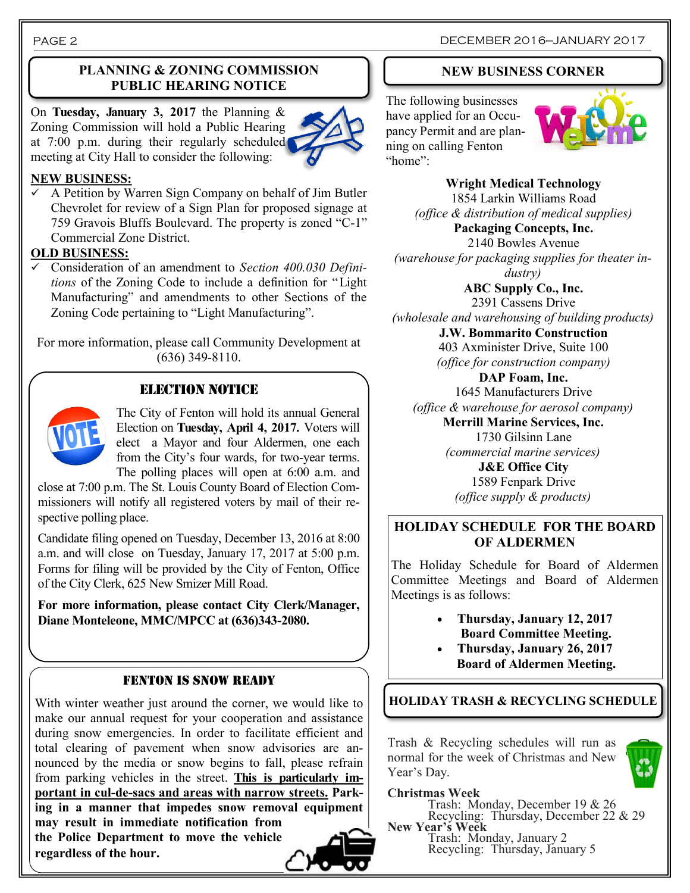## PLANNING & ZONING COMMISSION PUBLIC HEARING NOTICE

On **Tuesday, January 3, 2017** the Planning & Zoning Commission will hold a Public Hearing at 7:00 p.m. during their regularly scheduled meeting at City Hall to consider the following:

**NEW BUSINESS:**

- ✓ A Petition by Warren Sign Company on behalf of Jim Butler Chevrolet for review of a Sign Plan for proposed signage at 759 Gravois Bluffs Boulevard. The property is zoned "C-1" Commercial Zone District.

**OLD BUSINESS:**

- ✓ Consideration of an amendment to *Section 400.030 Definitions* of the Zoning Code to include a definition for "Light Manufacturing" and amendments to other Sections of the Zoning Code pertaining to "Light Manufacturing".

For more information, please call Community Development at (636) 349-8110.

## ELECTION NOTICE

The City of Fenton will hold its annual General Election on **Tuesday, April 4, 2017.** Voters will elect a Mayor and four Aldermen, one each from the City's four wards, for two-year terms. The polling places will open at 6:00 a.m. and close at 7:00 p.m. The St. Louis County Board of Election Commissioners will notify all registered voters by mail of their respective polling place.

Candidate filing opened on Tuesday, December 13, 2016 at 8:00 a.m. and will close on Tuesday, January 17, 2017 at 5:00 p.m. Forms for filing will be provided by the City of Fenton, Office of the City Clerk, 625 New Smizer Mill Road.

**For more information, please contact City Clerk/Manager, Diane Monteleone, MMC/MPCC at (636)343-2080.**

## FENTON IS SNOW READY

With winter weather just around the corner, we would like to make our annual request for your cooperation and assistance during snow emergencies. In order to facilitate efficient and total clearing of pavement when snow advisories are announced by the media or snow begins to fall, please refrain from parking vehicles in the street. **This is particularly important in cul-de-sacs and areas with narrow streets. Parking in a manner that impedes snow removal equipment may result in immediate notification from the Police Department to move the vehicle regardless of the hour.**

## NEW BUSINESS CORNER

The following businesses have applied for an Occupancy Permit and are planning on calling Fenton "home":

**Wright Medical Technology**
1854 Larkin Williams Road
*(office & distribution of medical supplies)*

**Packaging Concepts, Inc.**
2140 Bowles Avenue
*(warehouse for packaging supplies for theater industry)*

**ABC Supply Co., Inc.**
2391 Cassens Drive
*(wholesale and warehousing of building products)*

**J.W. Bommarito Construction**
403 Axminister Drive, Suite 100
*(office for construction company)*

**DAP Foam, Inc.**
1645 Manufacturers Drive
*(office & warehouse for aerosol company)*

**Merrill Marine Services, Inc.**
1730 Gilsinn Lane
*(commercial marine services)*

**J&E Office City**
1589 Fenpark Drive
*(office supply & products)*

## HOLIDAY SCHEDULE FOR THE BOARD OF ALDERMEN

The Holiday Schedule for Board of Aldermen Committee Meetings and Board of Aldermen Meetings is as follows:

- **Thursday, January 12, 2017**
  **Board Committee Meeting.**
- **Thursday, January 26, 2017**
  **Board of Aldermen Meeting.**

## HOLIDAY TRASH & RECYCLING SCHEDULE

Trash & Recycling schedules will run as normal for the week of Christmas and New Year's Day.

**Christmas Week**
Trash: Monday, December 19 & 26
Recycling: Thursday, December 22 & 29

**New Year's Week**
Trash: Monday, January 2
Recycling: Thursday, January 5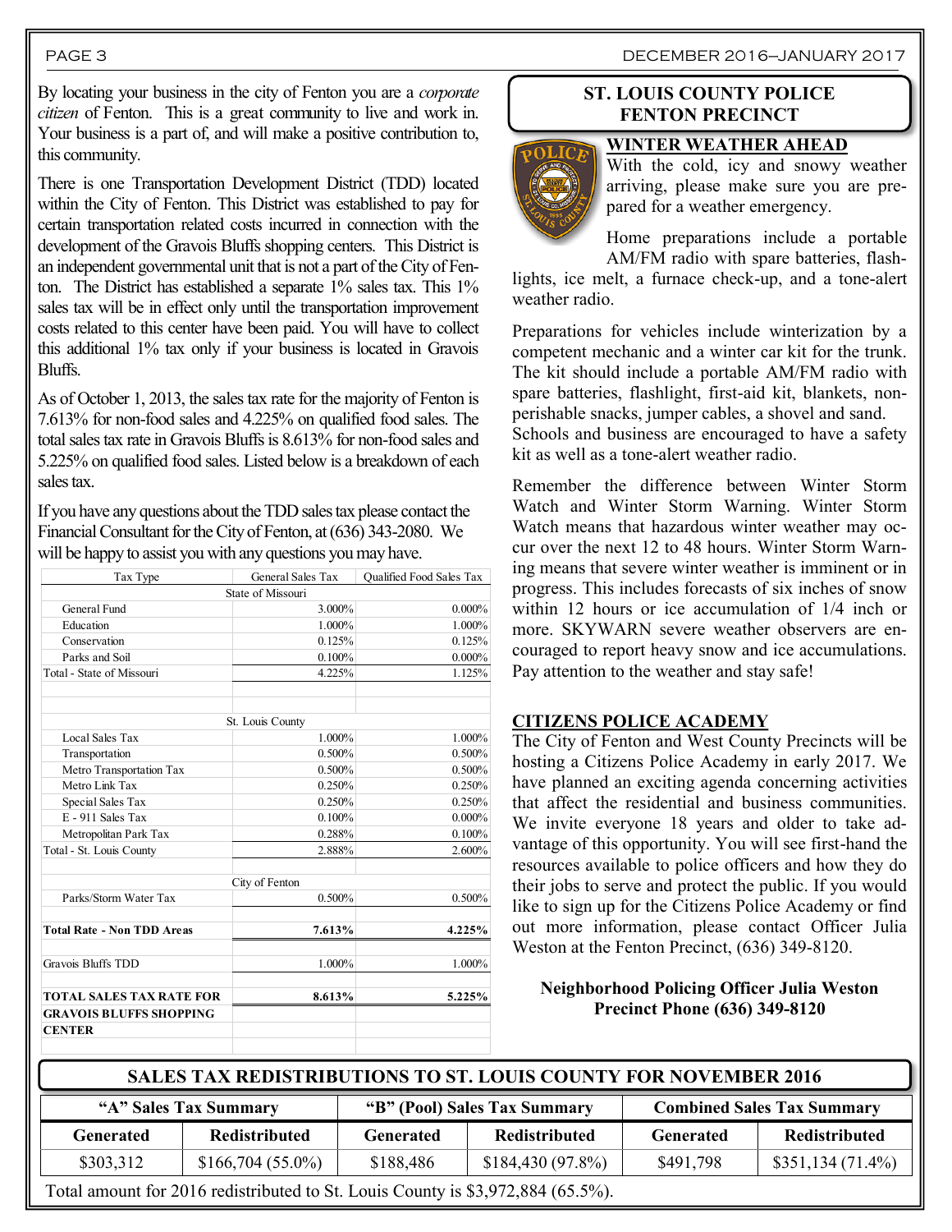By locating your business in the city of Fenton you are a *corporate citizen* of Fenton. This is a great community to live and work in. Your business is a part of, and will make a positive contribution to, this community.

There is one Transportation Development District (TDD) located within the City of Fenton. This District was established to pay for certain transportation related costs incurred in connection with the development of the Gravois Bluffs shopping centers. This District is an independent governmental unit that is not a part of the City of Fenton. The District has established a separate 1% sales tax. This 1% sales tax will be in effect only until the transportation improvement costs related to this center have been paid. You will have to collect this additional 1% tax only if your business is located in Gravois Bluffs.

As of October 1, 2013, the sales tax rate for the majority of Fenton is 7.613% for non-food sales and 4.225% on qualified food sales. The total sales tax rate in Gravois Bluffs is 8.613% for non-food sales and 5.225% on qualified food sales. Listed below is a breakdown of each sales tax.

If you have any questions about the TDD sales tax please contact the Financial Consultant for the City of Fenton, at (636) 343-2080. We will be happy to assist you with any questions you may have.

| Tax Type | General Sales Tax | Qualified Food Sales Tax |
|---|---|---|
| State of Missouri | | |
| General Fund | 3.000% | 0.000% |
| Education | 1.000% | 1.000% |
| Conservation | 0.125% | 0.125% |
| Parks and Soil | 0.100% | 0.000% |
| Total - State of Missouri | 4.225% | 1.125% |
| St. Louis County | | |
| Local Sales Tax | 1.000% | 1.000% |
| Transportation | 0.500% | 0.500% |
| Metro Transportation Tax | 0.500% | 0.500% |
| Metro Link Tax | 0.250% | 0.250% |
| Special Sales Tax | 0.250% | 0.250% |
| E - 911 Sales Tax | 0.100% | 0.000% |
| Metropolitan Park Tax | 0.288% | 0.100% |
| Total - St. Louis County | 2.888% | 2.600% |
| City of Fenton | | |
| Parks/Storm Water Tax | 0.500% | 0.500% |
| **Total Rate - Non TDD Areas** | **7.613%** | **4.225%** |
| Gravois Bluffs TDD | 1.000% | 1.000% |
| **TOTAL SALES TAX RATE FOR GRAVOIS BLUFFS SHOPPING CENTER** | **8.613%** | **5.225%** |

## ST. LOUIS COUNTY POLICE FENTON PRECINCT

### WINTER WEATHER AHEAD

With the cold, icy and snowy weather arriving, please make sure you are prepared for a weather emergency.

Home preparations include a portable AM/FM radio with spare batteries, flashlights, ice melt, a furnace check-up, and a tone-alert weather radio.

Preparations for vehicles include winterization by a competent mechanic and a winter car kit for the trunk. The kit should include a portable AM/FM radio with spare batteries, flashlight, first-aid kit, blankets, non-perishable snacks, jumper cables, a shovel and sand. Schools and business are encouraged to have a safety kit as well as a tone-alert weather radio.

Remember the difference between Winter Storm Watch and Winter Storm Warning. Winter Storm Watch means that hazardous winter weather may occur over the next 12 to 48 hours. Winter Storm Warning means that severe winter weather is imminent or in progress. This includes forecasts of six inches of snow within 12 hours or ice accumulation of 1/4 inch or more. SKYWARN severe weather observers are encouraged to report heavy snow and ice accumulations. Pay attention to the weather and stay safe!

### CITIZENS POLICE ACADEMY

The City of Fenton and West County Precincts will be hosting a Citizens Police Academy in early 2017. We have planned an exciting agenda concerning activities that affect the residential and business communities. We invite everyone 18 years and older to take advantage of this opportunity. You will see first-hand the resources available to police officers and how they do their jobs to serve and protect the public. If you would like to sign up for the Citizens Police Academy or find out more information, please contact Officer Julia Weston at the Fenton Precinct, (636) 349-8120.

**Neighborhood Policing Officer Julia Weston**
**Precinct Phone (636) 349-8120**

## SALES TAX REDISTRIBUTIONS TO ST. LOUIS COUNTY FOR NOVEMBER 2016

| "A" Sales Tax Summary | | "B" (Pool) Sales Tax Summary | | Combined Sales Tax Summary | |
|---|---|---|---|---|---|
| **Generated** | **Redistributed** | **Generated** | **Redistributed** | **Generated** | **Redistributed** |
| $303,312 | $166,704 (55.0%) | $188,486 | $184,430 (97.8%) | $491,798 | $351,134 (71.4%) |

Total amount for 2016 redistributed to St. Louis County is $3,972,884 (65.5%).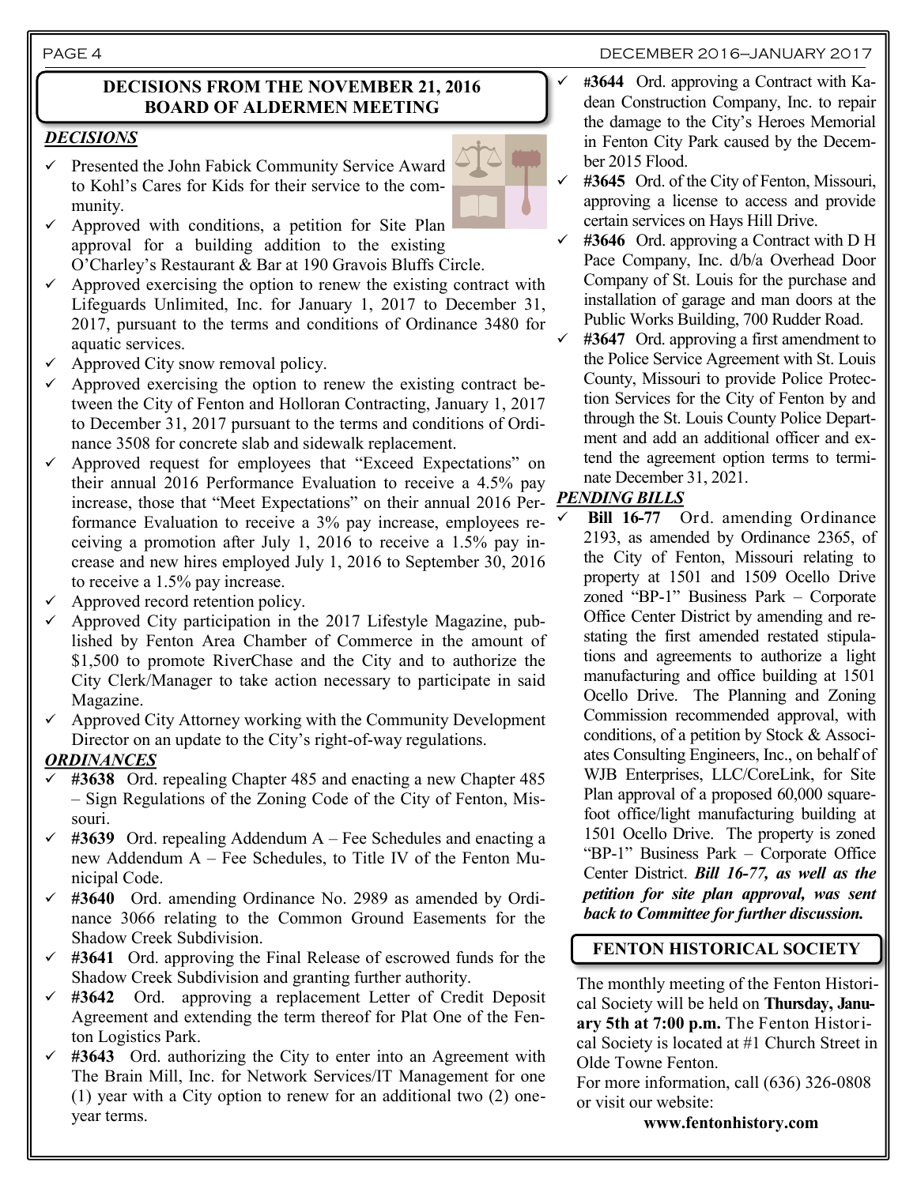## DECISIONS FROM THE NOVEMBER 21, 2016 BOARD OF ALDERMEN MEETING

### *DECISIONS*

- ✓ Presented the John Fabick Community Service Award to Kohl's Cares for Kids for their service to the community.
- ✓ Approved with conditions, a petition for Site Plan approval for a building addition to the existing O'Charley's Restaurant & Bar at 190 Gravois Bluffs Circle.
- ✓ Approved exercising the option to renew the existing contract with Lifeguards Unlimited, Inc. for January 1, 2017 to December 31, 2017, pursuant to the terms and conditions of Ordinance 3480 for aquatic services.
- ✓ Approved City snow removal policy.
- ✓ Approved exercising the option to renew the existing contract between the City of Fenton and Holloran Contracting, January 1, 2017 to December 31, 2017 pursuant to the terms and conditions of Ordinance 3508 for concrete slab and sidewalk replacement.
- ✓ Approved request for employees that "Exceed Expectations" on their annual 2016 Performance Evaluation to receive a 4.5% pay increase, those that "Meet Expectations" on their annual 2016 Performance Evaluation to receive a 3% pay increase, employees receiving a promotion after July 1, 2016 to receive a 1.5% pay increase and new hires employed July 1, 2016 to September 30, 2016 to receive a 1.5% pay increase.
- ✓ Approved record retention policy.
- ✓ Approved City participation in the 2017 Lifestyle Magazine, published by Fenton Area Chamber of Commerce in the amount of $1,500 to promote RiverChase and the City and to authorize the City Clerk/Manager to take action necessary to participate in said Magazine.
- ✓ Approved City Attorney working with the Community Development Director on an update to the City's right-of-way regulations.

### *ORDINANCES*

- ✓ **#3638** Ord. repealing Chapter 485 and enacting a new Chapter 485 – Sign Regulations of the Zoning Code of the City of Fenton, Missouri.
- ✓ **#3639** Ord. repealing Addendum A – Fee Schedules and enacting a new Addendum A – Fee Schedules, to Title IV of the Fenton Municipal Code.
- ✓ **#3640** Ord. amending Ordinance No. 2989 as amended by Ordinance 3066 relating to the Common Ground Easements for the Shadow Creek Subdivision.
- ✓ **#3641** Ord. approving the Final Release of escrowed funds for the Shadow Creek Subdivision and granting further authority.
- ✓ **#3642** Ord. approving a replacement Letter of Credit Deposit Agreement and extending the term thereof for Plat One of the Fenton Logistics Park.
- ✓ **#3643** Ord. authorizing the City to enter into an Agreement with The Brain Mill, Inc. for Network Services/IT Management for one (1) year with a City option to renew for an additional two (2) one-year terms.
- ✓ **#3644** Ord. approving a Contract with Kadean Construction Company, Inc. to repair the damage to the City's Heroes Memorial in Fenton City Park caused by the December 2015 Flood.
- ✓ **#3645** Ord. of the City of Fenton, Missouri, approving a license to access and provide certain services on Hays Hill Drive.
- ✓ **#3646** Ord. approving a Contract with D H Pace Company, Inc. d/b/a Overhead Door Company of St. Louis for the purchase and installation of garage and man doors at the Public Works Building, 700 Rudder Road.
- ✓ **#3647** Ord. approving a first amendment to the Police Service Agreement with St. Louis County, Missouri to provide Police Protection Services for the City of Fenton by and through the St. Louis County Police Department and add an additional officer and extend the agreement option terms to terminate December 31, 2021.

### *PENDING BILLS*

- ✓ **Bill 16-77** Ord. amending Ordinance 2193, as amended by Ordinance 2365, of the City of Fenton, Missouri relating to property at 1501 and 1509 Ocello Drive zoned "BP-1" Business Park – Corporate Office Center District by amending and restating the first amended restated stipulations and agreements to authorize a light manufacturing and office building at 1501 Ocello Drive. The Planning and Zoning Commission recommended approval, with conditions, of a petition by Stock & Associates Consulting Engineers, Inc., on behalf of WJB Enterprises, LLC/CoreLink, for Site Plan approval of a proposed 60,000 square-foot office/light manufacturing building at 1501 Ocello Drive. The property is zoned "BP-1" Business Park – Corporate Office Center District. ***Bill 16-77, as well as the petition for site plan approval, was sent back to Committee for further discussion.***

## FENTON HISTORICAL SOCIETY

The monthly meeting of the Fenton Historical Society will be held on **Thursday, January 5th at 7:00 p.m.** The Fenton Historical Society is located at #1 Church Street in Olde Towne Fenton.

For more information, call (636) 326-0808 or visit our website:

**www.fentonhistory.com**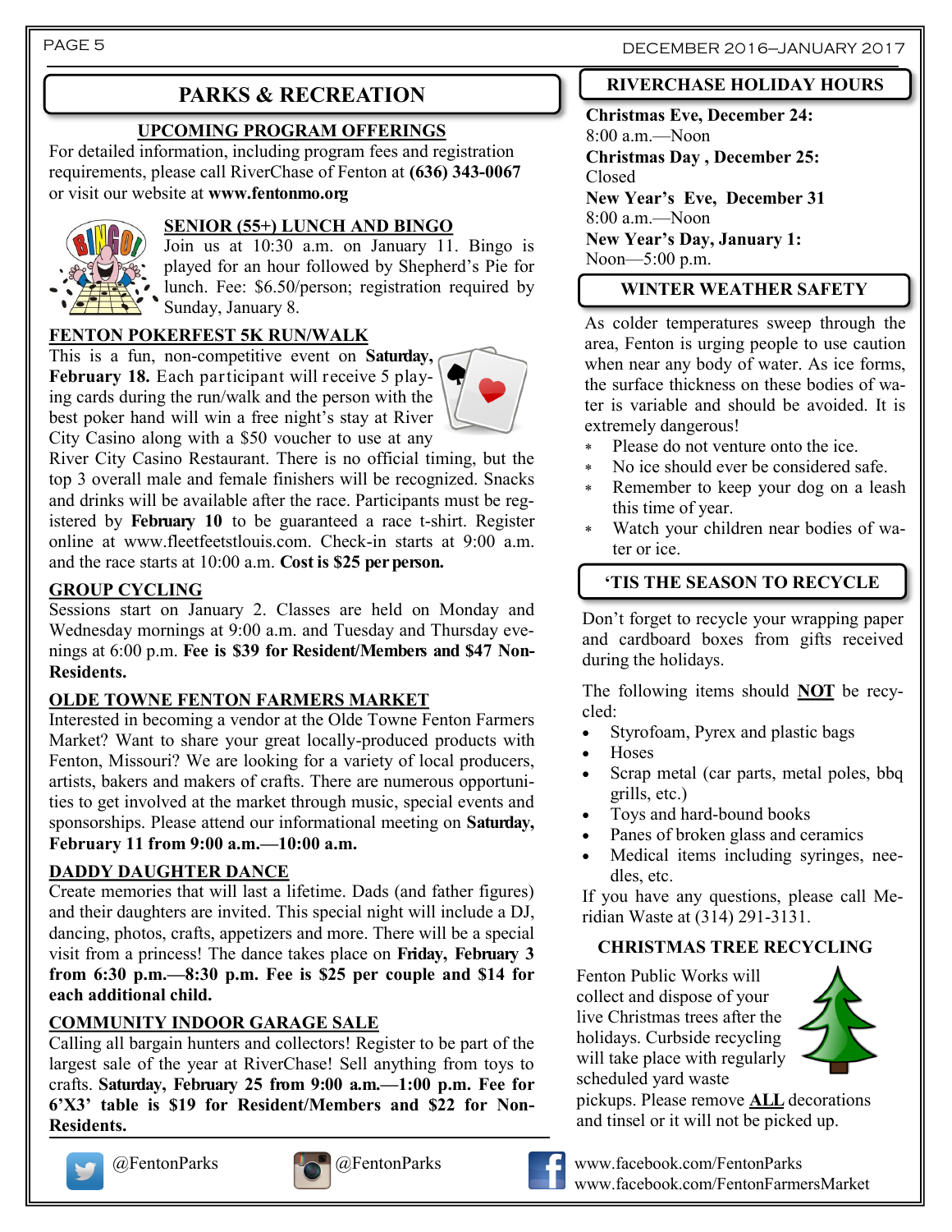# PARKS & RECREATION

## UPCOMING PROGRAM OFFERINGS

For detailed information, including program fees and registration requirements, please call RiverChase of Fenton at **(636) 343-0067** or visit our website at **www.fentonmo.org**

### SENIOR (55+) LUNCH AND BINGO

Join us at 10:30 a.m. on January 11. Bingo is played for an hour followed by Shepherd's Pie for lunch. Fee: $6.50/person; registration required by Sunday, January 8.

### FENTON POKERFEST 5K RUN/WALK

This is a fun, non-competitive event on **Saturday, February 18.** Each participant will receive 5 playing cards during the run/walk and the person with the best poker hand will win a free night's stay at River City Casino along with a $50 voucher to use at any River City Casino Restaurant. There is no official timing, but the top 3 overall male and female finishers will be recognized. Snacks and drinks will be available after the race. Participants must be registered by **February 10** to be guaranteed a race t-shirt. Register online at www.fleetfeetstlouis.com. Check-in starts at 9:00 a.m. and the race starts at 10:00 a.m. **Cost is $25 per person.**

### GROUP CYCLING

Sessions start on January 2. Classes are held on Monday and Wednesday mornings at 9:00 a.m. and Tuesday and Thursday evenings at 6:00 p.m. **Fee is $39 for Resident/Members and $47 Non-Residents.**

### OLDE TOWNE FENTON FARMERS MARKET

Interested in becoming a vendor at the Olde Towne Fenton Farmers Market? Want to share your great locally-produced products with Fenton, Missouri? We are looking for a variety of local producers, artists, bakers and makers of crafts. There are numerous opportunities to get involved at the market through music, special events and sponsorships. Please attend our informational meeting on **Saturday, February 11 from 9:00 a.m.—10:00 a.m.**

### DADDY DAUGHTER DANCE

Create memories that will last a lifetime. Dads (and father figures) and their daughters are invited. This special night will include a DJ, dancing, photos, crafts, appetizers and more. There will be a special visit from a princess! The dance takes place on **Friday, February 3 from 6:30 p.m.—8:30 p.m. Fee is $25 per couple and $14 for each additional child.**

### COMMUNITY INDOOR GARAGE SALE

Calling all bargain hunters and collectors! Register to be part of the largest sale of the year at RiverChase! Sell anything from toys to crafts. **Saturday, February 25 from 9:00 a.m.—1:00 p.m. Fee for 6'X3' table is $19 for Resident/Members and $22 for Non-Residents.**

## RIVERCHASE HOLIDAY HOURS

**Christmas Eve, December 24:**
8:00 a.m.—Noon
**Christmas Day , December 25:**
Closed
**New Year's Eve, December 31**
8:00 a.m.—Noon
**New Year's Day, January 1:**
Noon—5:00 p.m.

## WINTER WEATHER SAFETY

As colder temperatures sweep through the area, Fenton is urging people to use caution when near any body of water. As ice forms, the surface thickness on these bodies of water is variable and should be avoided. It is extremely dangerous!

- Please do not venture onto the ice.
- No ice should ever be considered safe.
- Remember to keep your dog on a leash this time of year.
- Watch your children near bodies of water or ice.

## 'TIS THE SEASON TO RECYCLE

Don't forget to recycle your wrapping paper and cardboard boxes from gifts received during the holidays.

The following items should **NOT** be recycled:

- Styrofoam, Pyrex and plastic bags
- Hoses
- Scrap metal (car parts, metal poles, bbq grills, etc.)
- Toys and hard-bound books
- Panes of broken glass and ceramics
- Medical items including syringes, needles, etc.

If you have any questions, please call Meridian Waste at (314) 291-3131.

### CHRISTMAS TREE RECYCLING

Fenton Public Works will collect and dispose of your live Christmas trees after the holidays. Curbside recycling will take place with regularly scheduled yard waste pickups. Please remove **ALL** decorations and tinsel or it will not be picked up.

@FentonParks @FentonParks www.facebook.com/FentonParks www.facebook.com/FentonFarmersMarket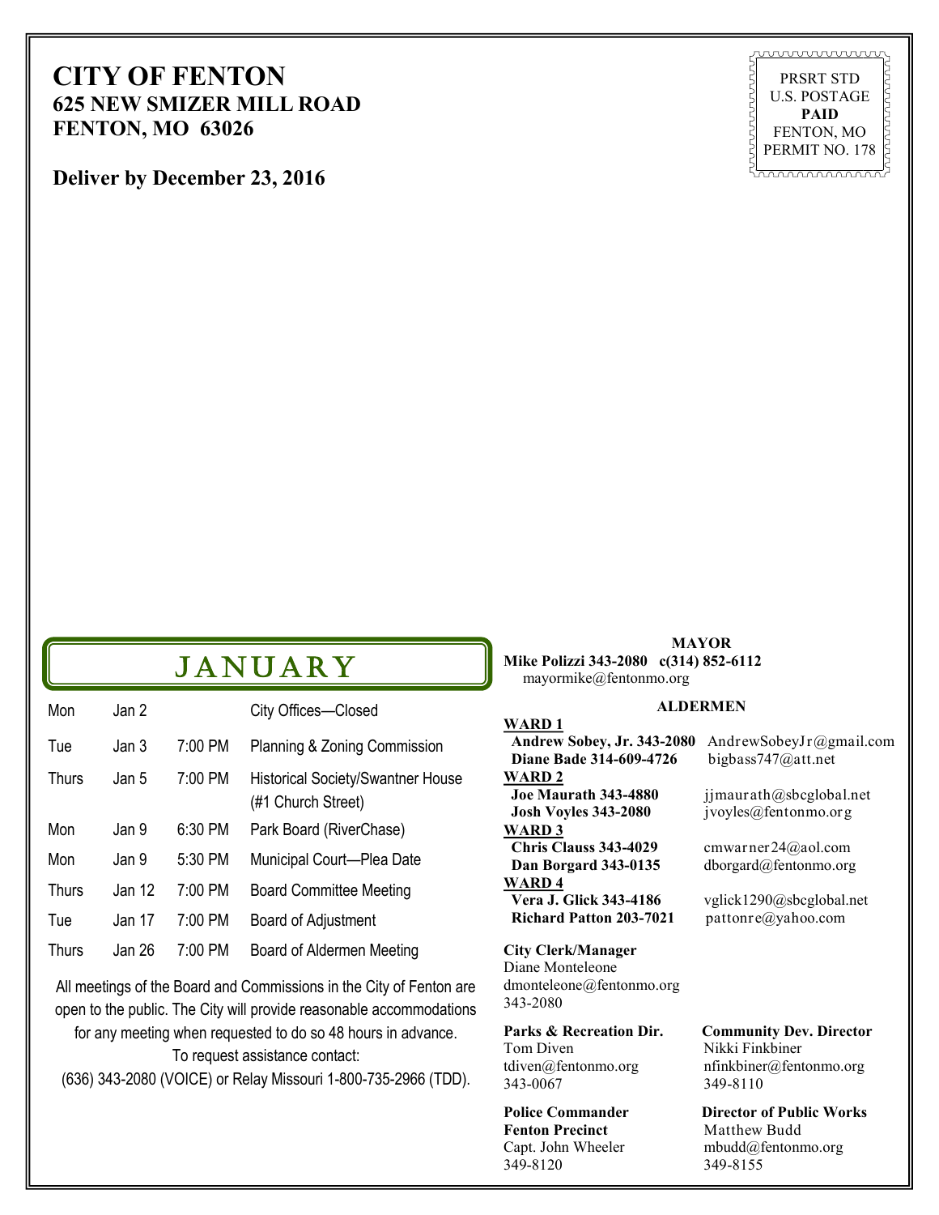**CITY OF FENTON**
**625 NEW SMIZER MILL ROAD**
**FENTON, MO 63026**

**Deliver by December 23, 2016**

PRSRT STD
U.S. POSTAGE
**PAID**
FENTON, MO
PERMIT NO. 178

## JANUARY

| | | | |
|---|---|---|---|
| Mon | Jan 2 | | City Offices—Closed |
| Tue | Jan 3 | 7:00 PM | Planning & Zoning Commission |
| Thurs | Jan 5 | 7:00 PM | Historical Society/Swantner House (#1 Church Street) |
| Mon | Jan 9 | 6:30 PM | Park Board (RiverChase) |
| Mon | Jan 9 | 5:30 PM | Municipal Court—Plea Date |
| Thurs | Jan 12 | 7:00 PM | Board Committee Meeting |
| Tue | Jan 17 | 7:00 PM | Board of Adjustment |
| Thurs | Jan 26 | 7:00 PM | Board of Aldermen Meeting |

All meetings of the Board and Commissions in the City of Fenton are open to the public. The City will provide reasonable accommodations for any meeting when requested to do so 48 hours in advance. To request assistance contact:
(636) 343-2080 (VOICE) or Relay Missouri 1-800-735-2966 (TDD).

**MAYOR**
**Mike Polizzi 343-2080 c(314) 852-6112**
mayormike@fentonmo.org

**ALDERMEN**

**WARD 1**
**Andrew Sobey, Jr. 343-2080** AndrewSobeyJr@gmail.com
**Diane Bade 314-609-4726** bigbass747@att.net

**WARD 2**
**Joe Maurath 343-4880** jjmaurath@sbcglobal.net
**Josh Voyles 343-2080** jvoyles@fentonmo.org

**WARD 3**
**Chris Clauss 343-4029** cmwarner24@aol.com
**Dan Borgard 343-0135** dborgard@fentonmo.org

**WARD 4**
**Vera J. Glick 343-4186** vglick1290@sbcglobal.net
**Richard Patton 203-7021** pattonre@yahoo.com

**City Clerk/Manager**
Diane Monteleone
dmonteleone@fentonmo.org
343-2080

**Parks & Recreation Dir.**
Tom Diven
tdiven@fentonmo.org
343-0067

**Community Dev. Director**
Nikki Finkbiner
nfinkbiner@fentonmo.org
349-8110

**Police Commander**
**Fenton Precinct**
Capt. John Wheeler
349-8120

**Director of Public Works**
Matthew Budd
mbudd@fentonmo.org
349-8155